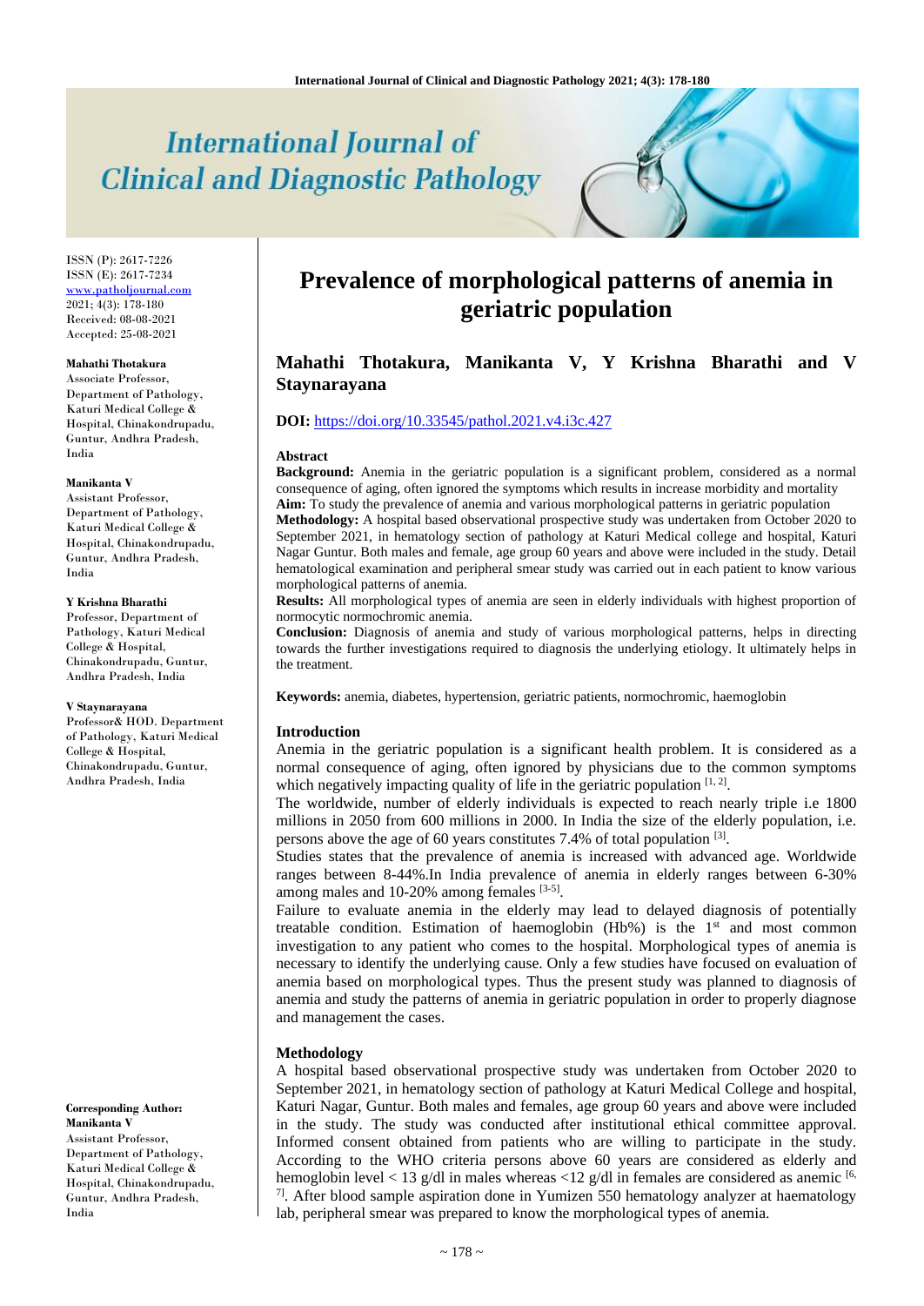# Prevalence of morphological patterns of anemia in geriatric population

**Mahathi Thotakura, Manikanta V, Y Krishna Bharathi and V Staynarayana**

ISSN (P): 2617-7226
ISSN (E): 2617-7234
www.patholjournal.com
2021; 4(3): 178-180
Received: 08-08-2021
Accepted: 25-08-2021

**Mahathi Thotakura**
Associate Professor, Department of Pathology, Katuri Medical College & Hospital, Chinakondrupadu, Guntur, Andhra Pradesh, India

**Manikanta V**
Assistant Professor, Department of Pathology, Katuri Medical College & Hospital, Chinakondrupadu, Guntur, Andhra Pradesh, India

**Y Krishna Bharathi**
Professor, Department of Pathology, Katuri Medical College & Hospital, Chinakondrupadu, Guntur, Andhra Pradesh, India

**V Staynarayana**
Professor& HOD. Department of Pathology, Katuri Medical College & Hospital, Chinakondrupadu, Guntur, Andhra Pradesh, India

**Corresponding Author:**
**Manikanta V**
Assistant Professor, Department of Pathology, Katuri Medical College & Hospital, Chinakondrupadu, Guntur, Andhra Pradesh, India

**DOI:** https://doi.org/10.33545/pathol.2021.v4.i3c.427

## Abstract

**Background:** Anemia in the geriatric population is a significant problem, considered as a normal consequence of aging, often ignored the symptoms which results in increase morbidity and mortality

**Aim:** To study the prevalence of anemia and various morphological patterns in geriatric population

**Methodology:** A hospital based observational prospective study was undertaken from October 2020 to September 2021, in hematology section of pathology at Katuri Medical college and hospital, Katuri Nagar Guntur. Both males and female, age group 60 years and above were included in the study. Detail hematological examination and peripheral smear study was carried out in each patient to know various morphological patterns of anemia.

**Results:** All morphological types of anemia are seen in elderly individuals with highest proportion of normocytic normochromic anemia.

**Conclusion:** Diagnosis of anemia and study of various morphological patterns, helps in directing towards the further investigations required to diagnosis the underlying etiology. It ultimately helps in the treatment.

**Keywords:** anemia, diabetes, hypertension, geriatric patients, normochromic, haemoglobin

## Introduction

Anemia in the geriatric population is a significant health problem. It is considered as a normal consequence of aging, often ignored by physicians due to the common symptoms which negatively impacting quality of life in the geriatric population [1, 2].

The worldwide, number of elderly individuals is expected to reach nearly triple i.e 1800 millions in 2050 from 600 millions in 2000. In India the size of the elderly population, i.e. persons above the age of 60 years constitutes 7.4% of total population [3].

Studies states that the prevalence of anemia is increased with advanced age. Worldwide ranges between 8-44%.In India prevalence of anemia in elderly ranges between 6-30% among males and 10-20% among females [3-5].

Failure to evaluate anemia in the elderly may lead to delayed diagnosis of potentially treatable condition. Estimation of haemoglobin (Hb%) is the 1st and most common investigation to any patient who comes to the hospital. Morphological types of anemia is necessary to identify the underlying cause. Only a few studies have focused on evaluation of anemia based on morphological types. Thus the present study was planned to diagnosis of anemia and study the patterns of anemia in geriatric population in order to properly diagnose and management the cases.

## Methodology

A hospital based observational prospective study was undertaken from October 2020 to September 2021, in hematology section of pathology at Katuri Medical College and hospital, Katuri Nagar, Guntur. Both males and females, age group 60 years and above were included in the study. The study was conducted after institutional ethical committee approval. Informed consent obtained from patients who are willing to participate in the study. According to the WHO criteria persons above 60 years are considered as elderly and hemoglobin level < 13 g/dl in males whereas <12 g/dl in females are considered as anemic [6, 7]. After blood sample aspiration done in Yumizen 550 hematology analyzer at haematology lab, peripheral smear was prepared to know the morphological types of anemia.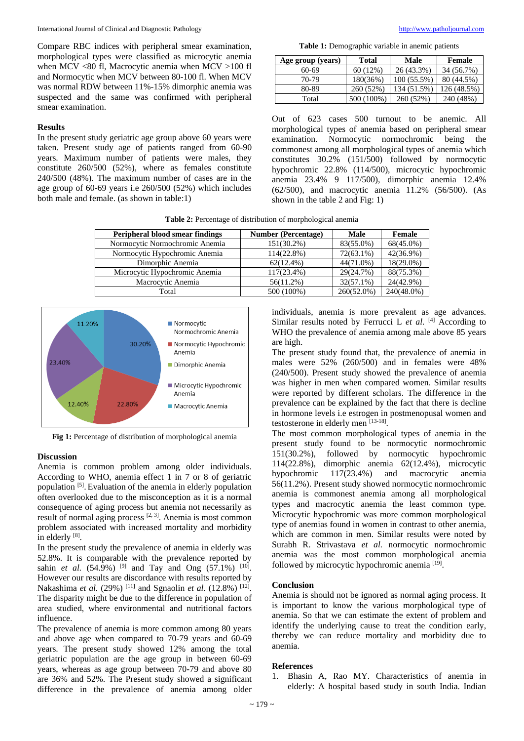Compare RBC indices with peripheral smear examination, morphological types were classified as microcytic anemia when MCV <80 fl, Macrocytic anemia when MCV >100 fl and Normocytic when MCV between 80-100 fl. When MCV was normal RDW between 11%-15% dimorphic anemia was suspected and the same was confirmed with peripheral smear examination.

### Results

In the present study geriatric age group above 60 years were taken. Present study age of patients ranged from 60-90 years. Maximum number of patients were males, they constitute 260/500 (52%), where as females constitute 240/500 (48%). The maximum number of cases are in the age group of 60-69 years i.e 260/500 (52%) which includes both male and female. (as shown in table:1)

**Table 1:** Demographic variable in anemic patients

| Age group (years) | Total | Male | Female |
|---|---|---|---|
| 60-69 | 60 (12%) | 26 (43.3%) | 34 (56.7%) |
| 70-79 | 180(36%) | 100 (55.5%) | 80 (44.5%) |
| 80-89 | 260 (52%) | 134 (51.5%) | 126 (48.5%) |
| Total | 500 (100%) | 260 (52%) | 240 (48%) |

Out of 623 cases 500 turnout to be anemic. All morphological types of anemia based on peripheral smear examination. Normocytic normochromic being the commonest among all morphological types of anemia which constitutes 30.2% (151/500) followed by normocytic hypochromic 22.8% (114/500), microcytic hypochromic anemia 23.4% 9 117/500), dimorphic anemia 12.4% (62/500), and macrocytic anemia 11.2% (56/500). (As shown in the table 2 and Fig: 1)

**Table 2:** Percentage of distribution of morphological anemia

| Peripheral blood smear findings | Number (Percentage) | Male | Female |
|---|---|---|---|
| Normocytic Normochromic Anemia | 151(30.2%) | 83(55.0%) | 68(45.0%) |
| Normocytic Hypochromic Anemia | 114(22.8%) | 72(63.1%) | 42(36.9%) |
| Dimorphic Anemia | 62(12.4%) | 44(71.0%) | 18(29.0%) |
| Microcytic Hypochromic Anemia | 117(23.4%) | 29(24.7%) | 88(75.3%) |
| Macrocytic Anemia | 56(11.2%) | 32(57.1%) | 24(42.9%) |
| Total | 500 (100%) | 260(52.0%) | 240(48.0%) |

**Fig 1:** Percentage of distribution of morphological anemia

### Discussion

Anemia is common problem among older individuals. According to WHO, anemia effect 1 in 7 or 8 of geriatric population [5]. Evaluation of the anemia in elderly population often overlooked due to the misconception as it is a normal consequence of aging process but anemia not necessarily as result of normal aging process [2, 3]. Anemia is most common problem associated with increased mortality and morbidity in elderly [8].

In the present study the prevalence of anemia in elderly was 52.8%. It is comparable with the prevalence reported by sahin *et al.* (54.9%) [9] and Tay and Ong (57.1%) [10]. However our results are discordance with results reported by Nakashima *et al.* (29%) [11] and Sgnaolin *et al.* (12.8%) [12]. The disparity might be due to the difference in population of area studied, where environmental and nutritional factors influence.

The prevalence of anemia is more common among 80 years and above age when compared to 70-79 years and 60-69 years. The present study showed 12% among the total geriatric population are the age group in between 60-69 years, whereas as age group between 70-79 and above 80 are 36% and 52%. The Present study showed a significant difference in the prevalence of anemia among older individuals, anemia is more prevalent as age advances. Similar results noted by Ferrucci L *et al.* [4] According to WHO the prevalence of anemia among male above 85 years are high.

The present study found that, the prevalence of anemia in males were 52% (260/500) and in females were 48% (240/500). Present study showed the prevalence of anemia was higher in men when compared women. Similar results were reported by different scholars. The difference in the prevalence can be explained by the fact that there is decline in hormone levels i.e estrogen in postmenopusal women and testosterone in elderly men [13-18].

The most common morphological types of anemia in the present study found to be normocytic normochromic 151(30.2%), followed by normocytic hypochromic 114(22.8%), dimorphic anemia 62(12.4%), microcytic hypochromic 117(23.4) and macrocytic anemia 56(11.2%). Present study showed normocytic normochromic anemia is commonest anemia among all morphological types and macrocytic anemia the least common type. Microcytic hypochromic was more common morphological type of anemias found in women in contrast to other anemia, which are common in men. Similar results were noted by Surabh R. Strivastava *et al.* normocytic normochromic anemia was the most common morphological anemia followed by microcytic hypochromic anemia [19].

### Conclusion

Anemia is should not be ignored as normal aging process. It is important to know the various morphological type of anemia. So that we can estimate the extent of problem and identify the underlying cause to treat the condition early, thereby we can reduce mortality and morbidity due to anemia.

### References

1. Bhasin A, Rao MY. Characteristics of anemia in elderly: A hospital based study in south India. Indian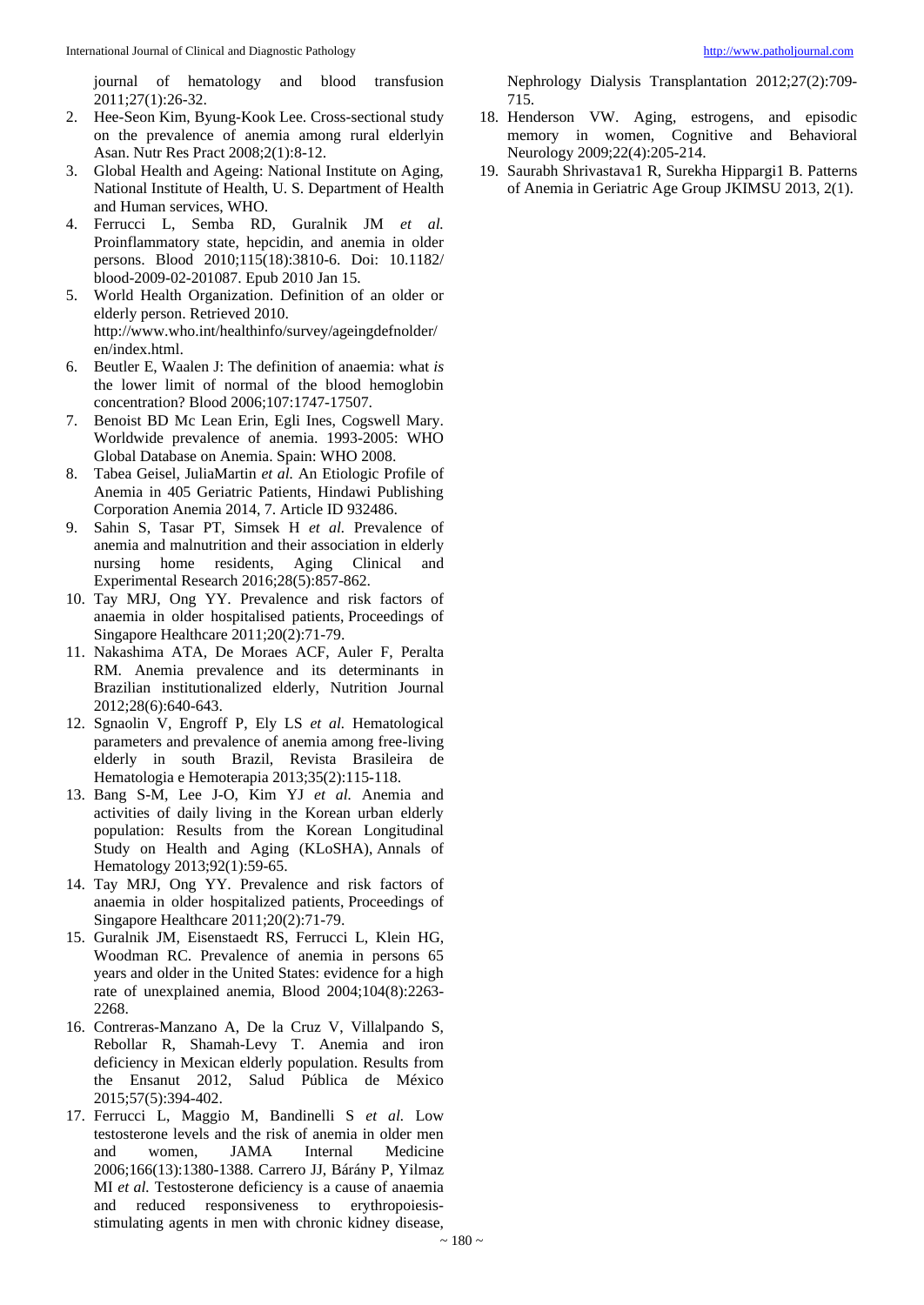journal of hematology and blood transfusion 2011;27(1):26-32.

2. Hee-Seon Kim, Byung-Kook Lee. Cross-sectional study on the prevalence of anemia among rural elderlyin Asan. Nutr Res Pract 2008;2(1):8-12.
3. Global Health and Ageing: National Institute on Aging, National Institute of Health, U. S. Department of Health and Human services, WHO.
4. Ferrucci L, Semba RD, Guralnik JM *et al.* Proinflammatory state, hepcidin, and anemia in older persons. Blood 2010;115(18):3810-6. Doi: 10.1182/ blood-2009-02-201087. Epub 2010 Jan 15.
5. World Health Organization. Definition of an older or elderly person. Retrieved 2010. http://www.who.int/healthinfo/survey/ageingdefnolder/ en/index.html.
6. Beutler E, Waalen J: The definition of anaemia: what *is* the lower limit of normal of the blood hemoglobin concentration? Blood 2006;107:1747-17507.
7. Benoist BD Mc Lean Erin, Egli Ines, Cogswell Mary. Worldwide prevalence of anemia. 1993-2005: WHO Global Database on Anemia. Spain: WHO 2008.
8. Tabea Geisel, JuliaMartin *et al.* An Etiologic Profile of Anemia in 405 Geriatric Patients, Hindawi Publishing Corporation Anemia 2014, 7. Article ID 932486.
9. Sahin S, Tasar PT, Simsek H *et al.* Prevalence of anemia and malnutrition and their association in elderly nursing home residents, Aging Clinical and Experimental Research 2016;28(5):857-862.
10. Tay MRJ, Ong YY. Prevalence and risk factors of anaemia in older hospitalised patients, Proceedings of Singapore Healthcare 2011;20(2):71-79.
11. Nakashima ATA, De Moraes ACF, Auler F, Peralta RM. Anemia prevalence and its determinants in Brazilian institutionalized elderly, Nutrition Journal 2012;28(6):640-643.
12. Sgnaolin V, Engroff P, Ely LS *et al.* Hematological parameters and prevalence of anemia among free-living elderly in south Brazil, Revista Brasileira de Hematologia e Hemoterapia 2013;35(2):115-118.
13. Bang S-M, Lee J-O, Kim YJ *et al.* Anemia and activities of daily living in the Korean urban elderly population: Results from the Korean Longitudinal Study on Health and Aging (KLoSHA), Annals of Hematology 2013;92(1):59-65.
14. Tay MRJ, Ong YY. Prevalence and risk factors of anaemia in older hospitalized patients, Proceedings of Singapore Healthcare 2011;20(2):71-79.
15. Guralnik JM, Eisenstaedt RS, Ferrucci L, Klein HG, Woodman RC. Prevalence of anemia in persons 65 years and older in the United States: evidence for a high rate of unexplained anemia, Blood 2004;104(8):2263-2268.
16. Contreras-Manzano A, De la Cruz V, Villalpando S, Rebollar R, Shamah-Levy T. Anemia and iron deficiency in Mexican elderly population. Results from the Ensanut 2012, Salud Pública de México 2015;57(5):394-402.
17. Ferrucci L, Maggio M, Bandinelli S *et al.* Low testosterone levels and the risk of anemia in older men and women, JAMA Internal Medicine 2006;166(13):1380-1388. Carrero JJ, Bárány P, Yilmaz MI *et al.* Testosterone deficiency is a cause of anaemia and reduced responsiveness to erythropoiesis-stimulating agents in men with chronic kidney disease, Nephrology Dialysis Transplantation 2012;27(2):709-715.
18. Henderson VW. Aging, estrogens, and episodic memory in women, Cognitive and Behavioral Neurology 2009;22(4):205-214.
19. Saurabh Shrivastava1 R, Surekha Hippargi1 B. Patterns of Anemia in Geriatric Age Group JKIMSU 2013, 2(1).